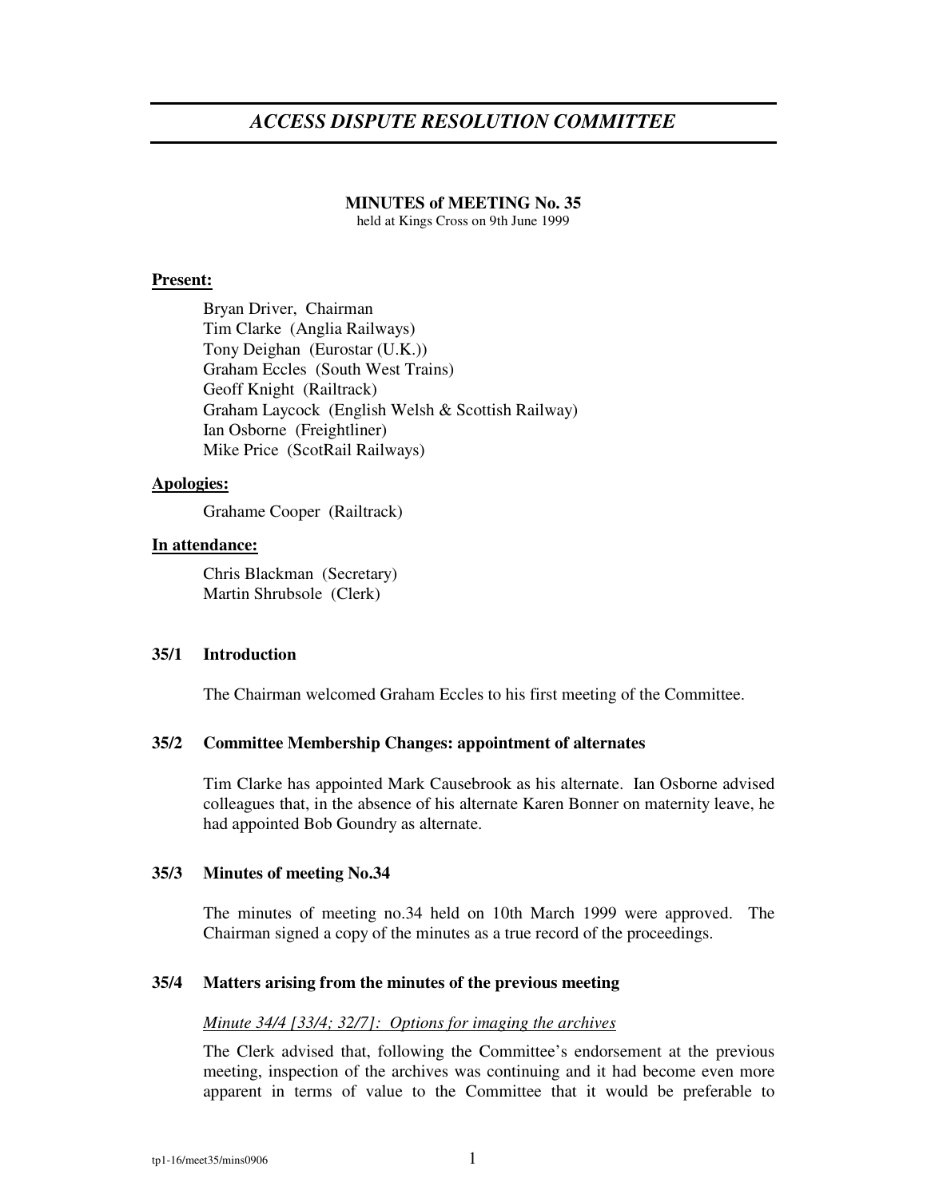# *ACCESS DISPUTE RESOLUTION COMMITTEE*

**MINUTES of MEETING No. 35**
held at Kings Cross on 9th June 1999

**Present:**

Bryan Driver, Chairman
Tim Clarke (Anglia Railways)
Tony Deighan (Eurostar (U.K.))
Graham Eccles (South West Trains)
Geoff Knight (Railtrack)
Graham Laycock (English Welsh & Scottish Railway)
Ian Osborne (Freightliner)
Mike Price (ScotRail Railways)

**Apologies:**

Grahame Cooper (Railtrack)

**In attendance:**

Chris Blackman (Secretary)
Martin Shrubsole (Clerk)

### 35/1 Introduction

The Chairman welcomed Graham Eccles to his first meeting of the Committee.

### 35/2 Committee Membership Changes: appointment of alternates

Tim Clarke has appointed Mark Causebrook as his alternate. Ian Osborne advised colleagues that, in the absence of his alternate Karen Bonner on maternity leave, he had appointed Bob Goundry as alternate.

### 35/3 Minutes of meeting No.34

The minutes of meeting no.34 held on 10th March 1999 were approved. The Chairman signed a copy of the minutes as a true record of the proceedings.

### 35/4 Matters arising from the minutes of the previous meeting

*Minute 34/4 [33/4; 32/7]: Options for imaging the archives*

The Clerk advised that, following the Committee's endorsement at the previous meeting, inspection of the archives was continuing and it had become even more apparent in terms of value to the Committee that it would be preferable to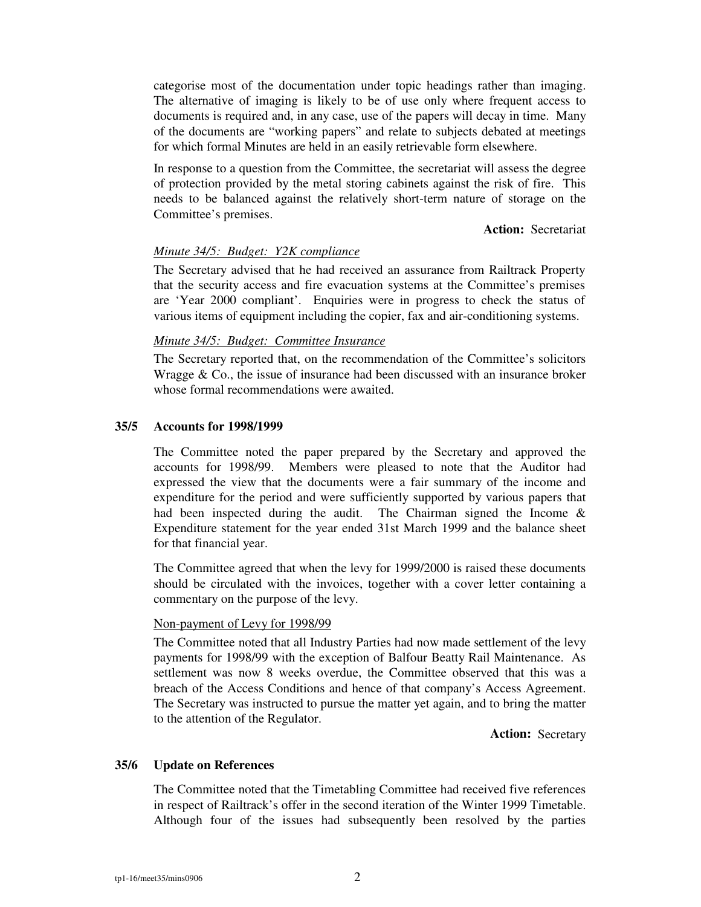categorise most of the documentation under topic headings rather than imaging. The alternative of imaging is likely to be of use only where frequent access to documents is required and, in any case, use of the papers will decay in time. Many of the documents are "working papers" and relate to subjects debated at meetings for which formal Minutes are held in an easily retrievable form elsewhere.

In response to a question from the Committee, the secretariat will assess the degree of protection provided by the metal storing cabinets against the risk of fire. This needs to be balanced against the relatively short-term nature of storage on the Committee's premises.

**Action:** Secretariat

*Minute 34/5: Budget: Y2K compliance*

The Secretary advised that he had received an assurance from Railtrack Property that the security access and fire evacuation systems at the Committee's premises are 'Year 2000 compliant'. Enquiries were in progress to check the status of various items of equipment including the copier, fax and air-conditioning systems.

*Minute 34/5: Budget: Committee Insurance*

The Secretary reported that, on the recommendation of the Committee's solicitors Wragge & Co., the issue of insurance had been discussed with an insurance broker whose formal recommendations were awaited.

**35/5 Accounts for 1998/1999**

The Committee noted the paper prepared by the Secretary and approved the accounts for 1998/99. Members were pleased to note that the Auditor had expressed the view that the documents were a fair summary of the income and expenditure for the period and were sufficiently supported by various papers that had been inspected during the audit. The Chairman signed the Income & Expenditure statement for the year ended 31st March 1999 and the balance sheet for that financial year.

The Committee agreed that when the levy for 1999/2000 is raised these documents should be circulated with the invoices, together with a cover letter containing a commentary on the purpose of the levy.

Non-payment of Levy for 1998/99

The Committee noted that all Industry Parties had now made settlement of the levy payments for 1998/99 with the exception of Balfour Beatty Rail Maintenance. As settlement was now 8 weeks overdue, the Committee observed that this was a breach of the Access Conditions and hence of that company's Access Agreement. The Secretary was instructed to pursue the matter yet again, and to bring the matter to the attention of the Regulator.

**Action:** Secretary

**35/6 Update on References**

The Committee noted that the Timetabling Committee had received five references in respect of Railtrack's offer in the second iteration of the Winter 1999 Timetable. Although four of the issues had subsequently been resolved by the parties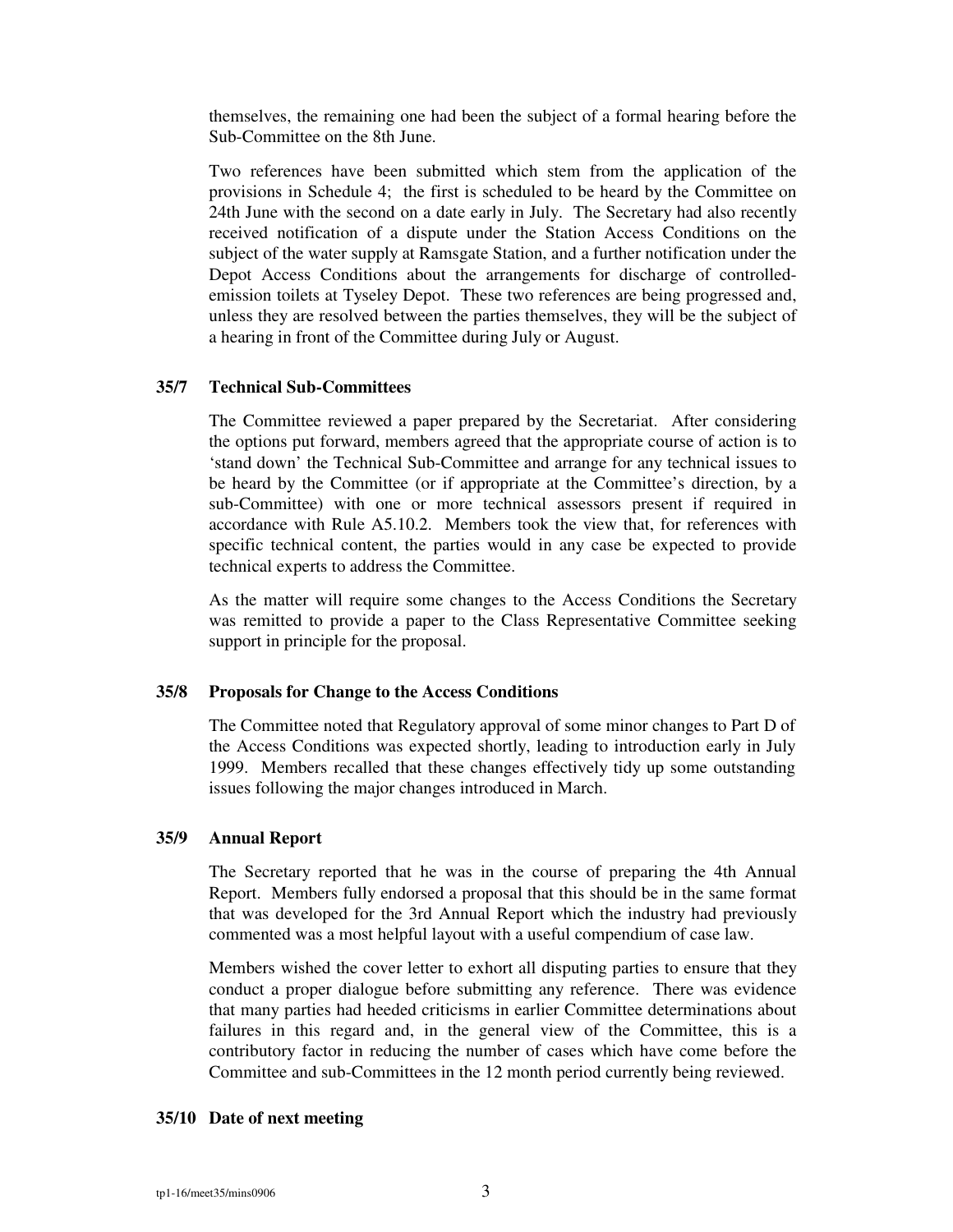themselves, the remaining one had been the subject of a formal hearing before the Sub-Committee on the 8th June.

Two references have been submitted which stem from the application of the provisions in Schedule 4; the first is scheduled to be heard by the Committee on 24th June with the second on a date early in July. The Secretary had also recently received notification of a dispute under the Station Access Conditions on the subject of the water supply at Ramsgate Station, and a further notification under the Depot Access Conditions about the arrangements for discharge of controlled-emission toilets at Tyseley Depot. These two references are being progressed and, unless they are resolved between the parties themselves, they will be the subject of a hearing in front of the Committee during July or August.

### 35/7 Technical Sub-Committees

The Committee reviewed a paper prepared by the Secretariat. After considering the options put forward, members agreed that the appropriate course of action is to 'stand down' the Technical Sub-Committee and arrange for any technical issues to be heard by the Committee (or if appropriate at the Committee's direction, by a sub-Committee) with one or more technical assessors present if required in accordance with Rule A5.10.2. Members took the view that, for references with specific technical content, the parties would in any case be expected to provide technical experts to address the Committee.

As the matter will require some changes to the Access Conditions the Secretary was remitted to provide a paper to the Class Representative Committee seeking support in principle for the proposal.

### 35/8 Proposals for Change to the Access Conditions

The Committee noted that Regulatory approval of some minor changes to Part D of the Access Conditions was expected shortly, leading to introduction early in July 1999. Members recalled that these changes effectively tidy up some outstanding issues following the major changes introduced in March.

### 35/9 Annual Report

The Secretary reported that he was in the course of preparing the 4th Annual Report. Members fully endorsed a proposal that this should be in the same format that was developed for the 3rd Annual Report which the industry had previously commented was a most helpful layout with a useful compendium of case law.

Members wished the cover letter to exhort all disputing parties to ensure that they conduct a proper dialogue before submitting any reference. There was evidence that many parties had heeded criticisms in earlier Committee determinations about failures in this regard and, in the general view of the Committee, this is a contributory factor in reducing the number of cases which have come before the Committee and sub-Committees in the 12 month period currently being reviewed.

### 35/10 Date of next meeting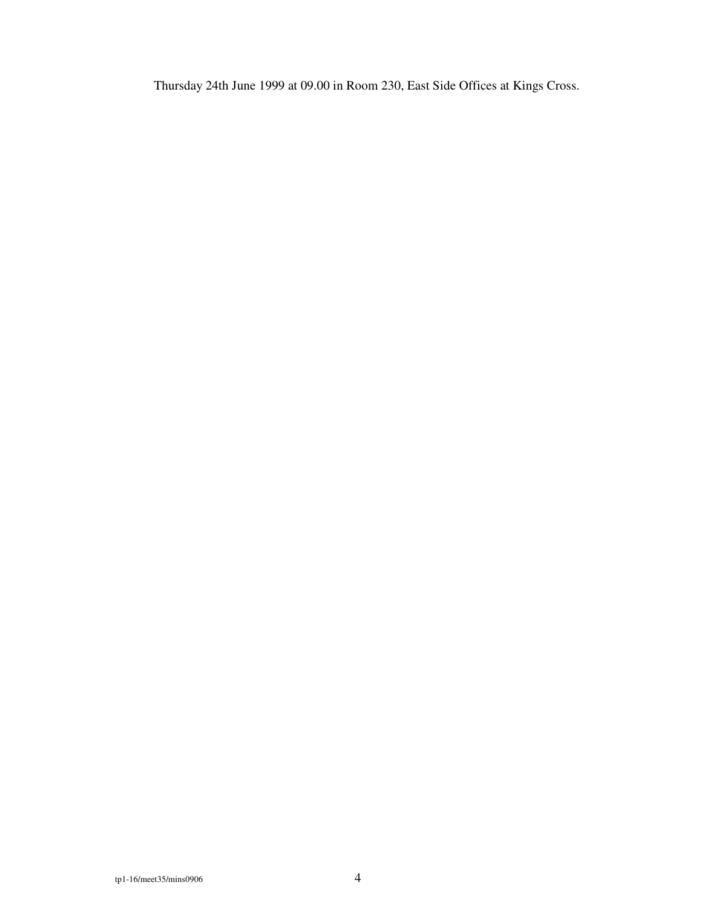Thursday 24th June 1999 at 09.00 in Room 230, East Side Offices at Kings Cross.